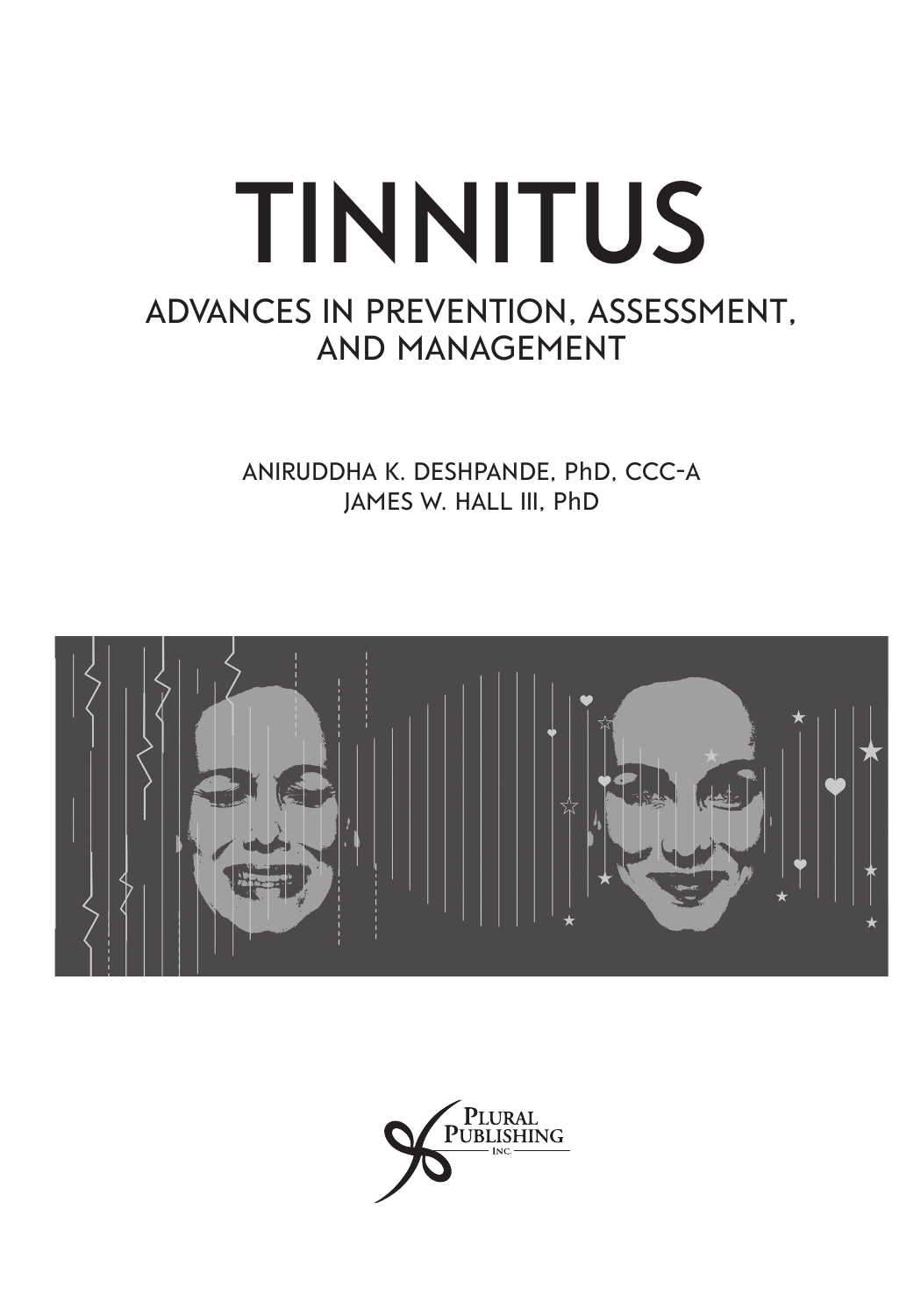# TINNITUS

## ADVANCES IN PREVENTION, ASSESSMENT, AND MANAGEMENT

ANIRUDDHA K. DESHPANDE, PhD, CCC-A
JAMES W. HALL III, PhD

PLURAL PUBLISHING INC.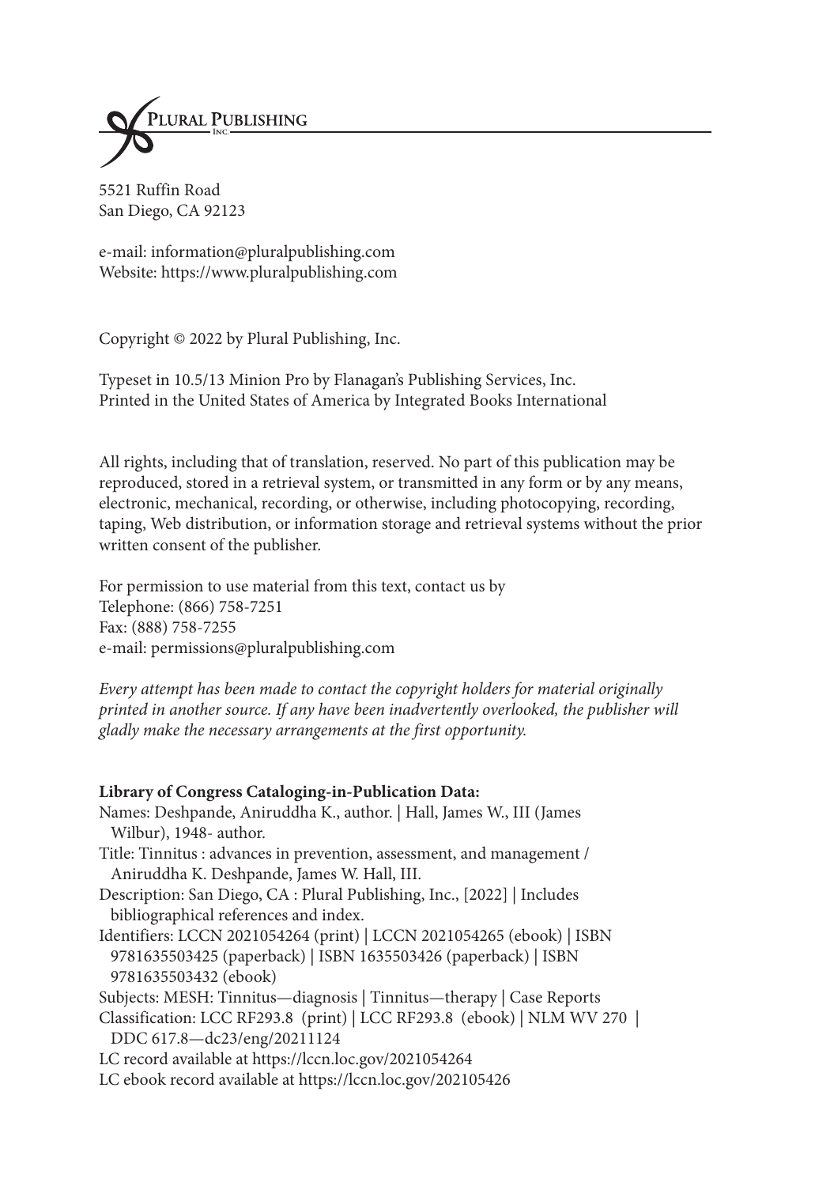PLURAL PUBLISHING
INC.

5521 Ruffin Road
San Diego, CA 92123

e-mail: information@pluralpublishing.com
Website: https://www.pluralpublishing.com

Copyright © 2022 by Plural Publishing, Inc.

Typeset in 10.5/13 Minion Pro by Flanagan's Publishing Services, Inc.
Printed in the United States of America by Integrated Books International

All rights, including that of translation, reserved. No part of this publication may be reproduced, stored in a retrieval system, or transmitted in any form or by any means, electronic, mechanical, recording, or otherwise, including photocopying, recording, taping, Web distribution, or information storage and retrieval systems without the prior written consent of the publisher.

For permission to use material from this text, contact us by
Telephone: (866) 758-7251
Fax: (888) 758-7255
e-mail: permissions@pluralpublishing.com

*Every attempt has been made to contact the copyright holders for material originally printed in another source. If any have been inadvertently overlooked, the publisher will gladly make the necessary arrangements at the first opportunity.*

**Library of Congress Cataloging-in-Publication Data:**

Names: Deshpande, Aniruddha K., author. | Hall, James W., III (James Wilbur), 1948- author.
Title: Tinnitus : advances in prevention, assessment, and management / Aniruddha K. Deshpande, James W. Hall, III.
Description: San Diego, CA : Plural Publishing, Inc., [2022] | Includes bibliographical references and index.
Identifiers: LCCN 2021054264 (print) | LCCN 2021054265 (ebook) | ISBN 9781635503425 (paperback) | ISBN 1635503426 (paperback) | ISBN 9781635503432 (ebook)
Subjects: MESH: Tinnitus—diagnosis | Tinnitus—therapy | Case Reports
Classification: LCC RF293.8 (print) | LCC RF293.8 (ebook) | NLM WV 270 | DDC 617.8—dc23/eng/20211124
LC record available at https://lccn.loc.gov/2021054264
LC ebook record available at https://lccn.loc.gov/202105426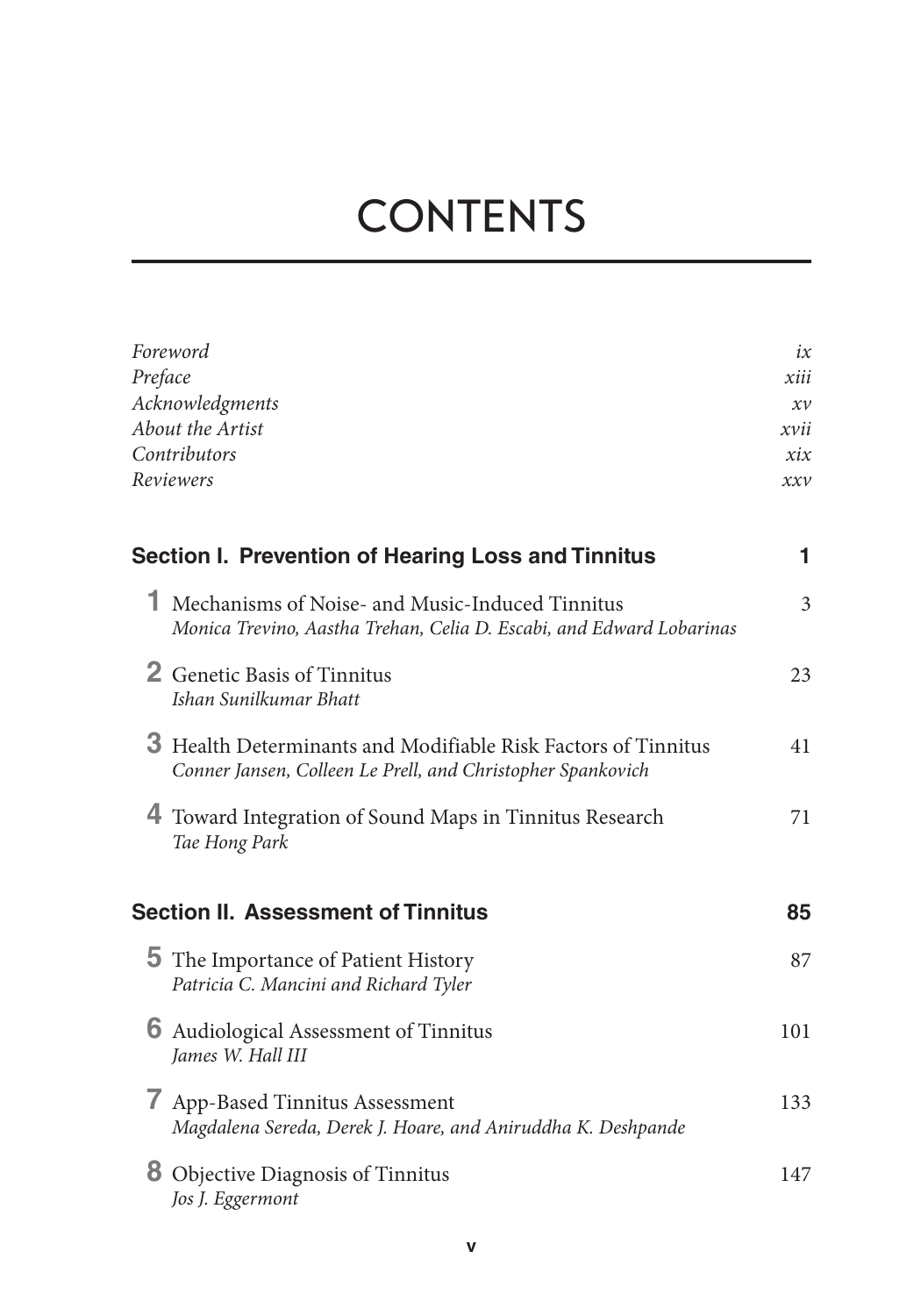# CONTENTS

| | |
|---|---|
| *Foreword* | *ix* |
| *Preface* | *xiii* |
| *Acknowledgments* | *xv* |
| *About the Artist* | *xvii* |
| *Contributors* | *xix* |
| *Reviewers* | *xxv* |

## Section I. Prevention of Hearing Loss and Tinnitus — 1

**1** Mechanisms of Noise- and Music-Induced Tinnitus — 3
*Monica Trevino, Aastha Trehan, Celia D. Escabi, and Edward Lobarinas*

**2** Genetic Basis of Tinnitus — 23
*Ishan Sunilkumar Bhatt*

**3** Health Determinants and Modifiable Risk Factors of Tinnitus — 41
*Conner Jansen, Colleen Le Prell, and Christopher Spankovich*

**4** Toward Integration of Sound Maps in Tinnitus Research — 71
*Tae Hong Park*

## Section II. Assessment of Tinnitus — 85

**5** The Importance of Patient History — 87
*Patricia C. Mancini and Richard Tyler*

**6** Audiological Assessment of Tinnitus — 101
*James W. Hall III*

**7** App-Based Tinnitus Assessment — 133
*Magdalena Sereda, Derek J. Hoare, and Aniruddha K. Deshpande*

**8** Objective Diagnosis of Tinnitus — 147
*Jos J. Eggermont*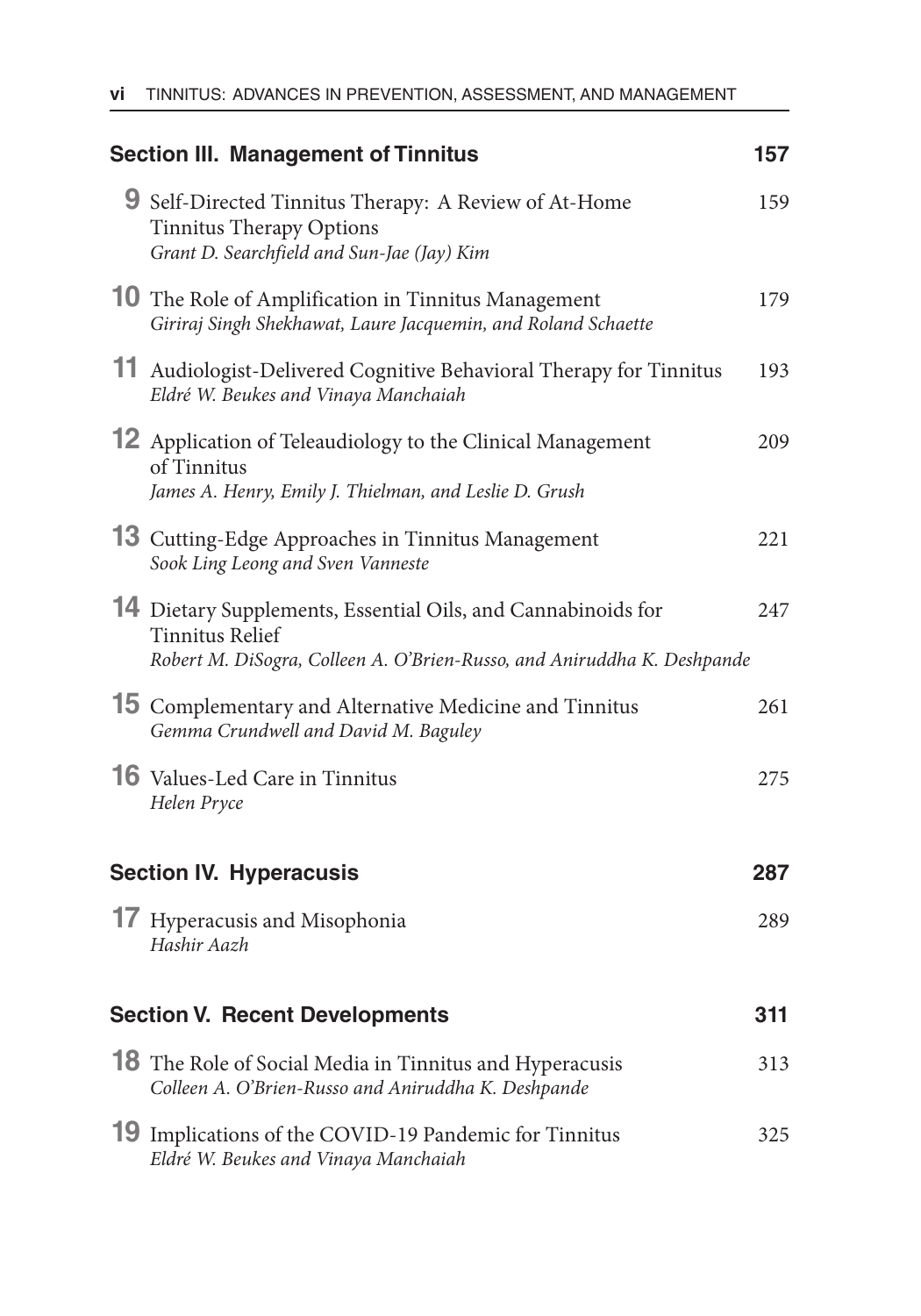## Section III. Management of Tinnitus — 157

**9** Self-Directed Tinnitus Therapy: A Review of At-Home Tinnitus Therapy Options — 159
*Grant D. Searchfield and Sun-Jae (Jay) Kim*

**10** The Role of Amplification in Tinnitus Management — 179
*Giriraj Singh Shekhawat, Laure Jacquemin, and Roland Schaette*

**11** Audiologist-Delivered Cognitive Behavioral Therapy for Tinnitus — 193
*Eldré W. Beukes and Vinaya Manchaiah*

**12** Application of Teleaudiology to the Clinical Management of Tinnitus — 209
*James A. Henry, Emily J. Thielman, and Leslie D. Grush*

**13** Cutting-Edge Approaches in Tinnitus Management — 221
*Sook Ling Leong and Sven Vanneste*

**14** Dietary Supplements, Essential Oils, and Cannabinoids for Tinnitus Relief — 247
*Robert M. DiSogra, Colleen A. O'Brien-Russo, and Aniruddha K. Deshpande*

**15** Complementary and Alternative Medicine and Tinnitus — 261
*Gemma Crundwell and David M. Baguley*

**16** Values-Led Care in Tinnitus — 275
*Helen Pryce*

## Section IV. Hyperacusis — 287

**17** Hyperacusis and Misophonia — 289
*Hashir Aazh*

## Section V. Recent Developments — 311

**18** The Role of Social Media in Tinnitus and Hyperacusis — 313
*Colleen A. O'Brien-Russo and Aniruddha K. Deshpande*

**19** Implications of the COVID-19 Pandemic for Tinnitus — 325
*Eldré W. Beukes and Vinaya Manchaiah*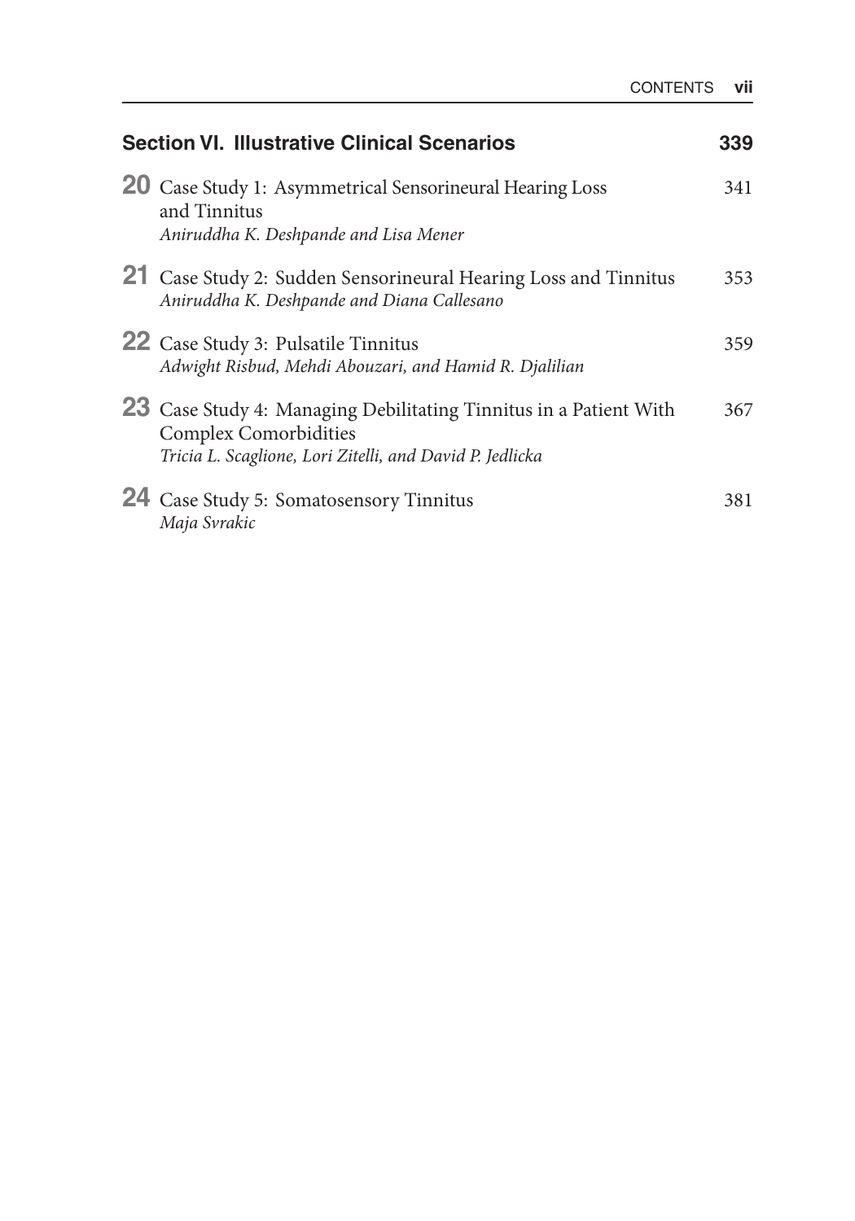## Section VI. Illustrative Clinical Scenarios 339

**20** Case Study 1: Asymmetrical Sensorineural Hearing Loss and Tinnitus 341
*Aniruddha K. Deshpande and Lisa Mener*

**21** Case Study 2: Sudden Sensorineural Hearing Loss and Tinnitus 353
*Aniruddha K. Deshpande and Diana Callesano*

**22** Case Study 3: Pulsatile Tinnitus 359
*Adwight Risbud, Mehdi Abouzari, and Hamid R. Djalilian*

**23** Case Study 4: Managing Debilitating Tinnitus in a Patient With Complex Comorbidities 367
*Tricia L. Scaglione, Lori Zitelli, and David P. Jedlicka*

**24** Case Study 5: Somatosensory Tinnitus 381
*Maja Svrakic*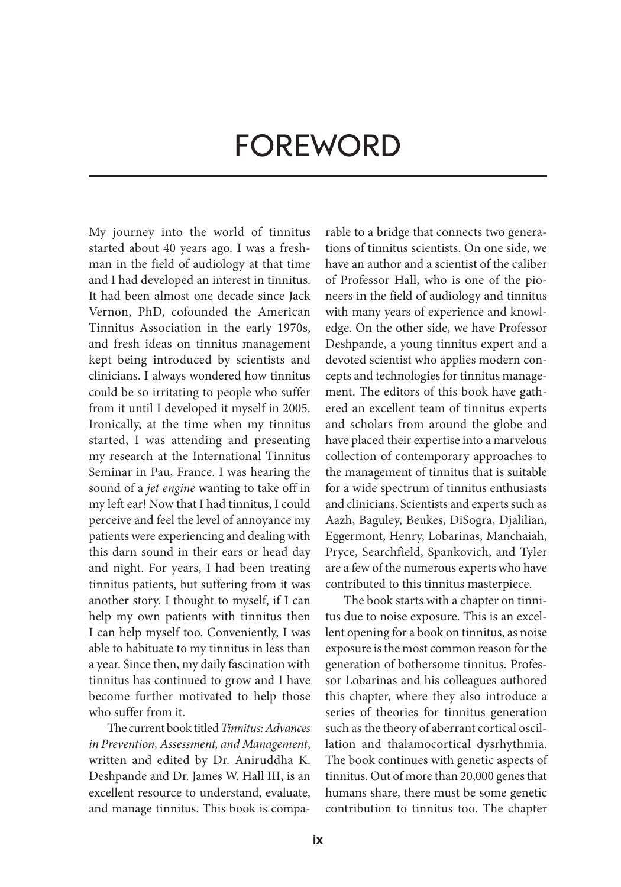# FOREWORD

My journey into the world of tinnitus started about 40 years ago. I was a freshman in the field of audiology at that time and I had developed an interest in tinnitus. It had been almost one decade since Jack Vernon, PhD, cofounded the American Tinnitus Association in the early 1970s, and fresh ideas on tinnitus management kept being introduced by scientists and clinicians. I always wondered how tinnitus could be so irritating to people who suffer from it until I developed it myself in 2005. Ironically, at the time when my tinnitus started, I was attending and presenting my research at the International Tinnitus Seminar in Pau, France. I was hearing the sound of a *jet engine* wanting to take off in my left ear! Now that I had tinnitus, I could perceive and feel the level of annoyance my patients were experiencing and dealing with this darn sound in their ears or head day and night. For years, I had been treating tinnitus patients, but suffering from it was another story. I thought to myself, if I can help my own patients with tinnitus then I can help myself too. Conveniently, I was able to habituate to my tinnitus in less than a year. Since then, my daily fascination with tinnitus has continued to grow and I have become further motivated to help those who suffer from it.

The current book titled *Tinnitus: Advances in Prevention, Assessment, and Management*, written and edited by Dr. Aniruddha K. Deshpande and Dr. James W. Hall III, is an excellent resource to understand, evaluate, and manage tinnitus. This book is comparable to a bridge that connects two generations of tinnitus scientists. On one side, we have an author and a scientist of the caliber of Professor Hall, who is one of the pioneers in the field of audiology and tinnitus with many years of experience and knowledge. On the other side, we have Professor Deshpande, a young tinnitus expert and a devoted scientist who applies modern concepts and technologies for tinnitus management. The editors of this book have gathered an excellent team of tinnitus experts and scholars from around the globe and have placed their expertise into a marvelous collection of contemporary approaches to the management of tinnitus that is suitable for a wide spectrum of tinnitus enthusiasts and clinicians. Scientists and experts such as Aazh, Baguley, Beukes, DiSogra, Djalilian, Eggermont, Henry, Lobarinas, Manchaiah, Pryce, Searchfield, Spankovich, and Tyler are a few of the numerous experts who have contributed to this tinnitus masterpiece.

The book starts with a chapter on tinnitus due to noise exposure. This is an excellent opening for a book on tinnitus, as noise exposure is the most common reason for the generation of bothersome tinnitus. Professor Lobarinas and his colleagues authored this chapter, where they also introduce a series of theories for tinnitus generation such as the theory of aberrant cortical oscillation and thalamocortical dysrhythmia. The book continues with genetic aspects of tinnitus. Out of more than 20,000 genes that humans share, there must be some genetic contribution to tinnitus too. The chapter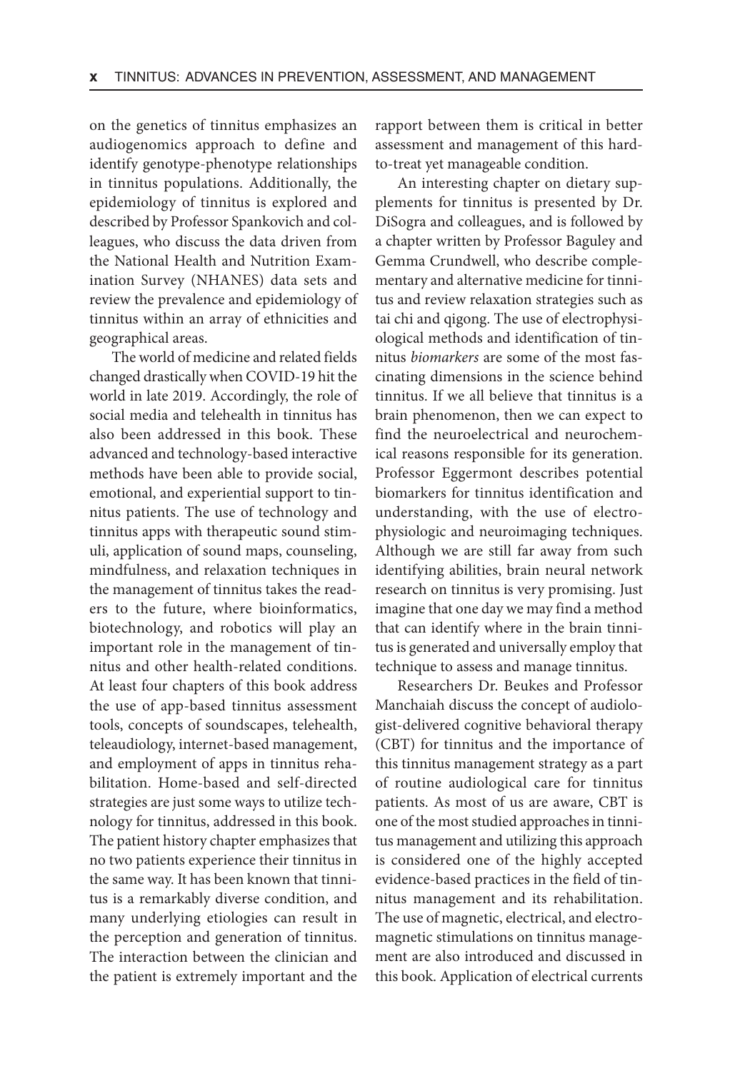on the genetics of tinnitus emphasizes an audiogenomics approach to define and identify genotype-phenotype relationships in tinnitus populations. Additionally, the epidemiology of tinnitus is explored and described by Professor Spankovich and colleagues, who discuss the data driven from the National Health and Nutrition Examination Survey (NHANES) data sets and review the prevalence and epidemiology of tinnitus within an array of ethnicities and geographical areas.

The world of medicine and related fields changed drastically when COVID-19 hit the world in late 2019. Accordingly, the role of social media and telehealth in tinnitus has also been addressed in this book. These advanced and technology-based interactive methods have been able to provide social, emotional, and experiential support to tinnitus patients. The use of technology and tinnitus apps with therapeutic sound stimuli, application of sound maps, counseling, mindfulness, and relaxation techniques in the management of tinnitus takes the readers to the future, where bioinformatics, biotechnology, and robotics will play an important role in the management of tinnitus and other health-related conditions. At least four chapters of this book address the use of app-based tinnitus assessment tools, concepts of soundscapes, telehealth, teleaudiology, internet-based management, and employment of apps in tinnitus rehabilitation. Home-based and self-directed strategies are just some ways to utilize technology for tinnitus, addressed in this book. The patient history chapter emphasizes that no two patients experience their tinnitus in the same way. It has been known that tinnitus is a remarkably diverse condition, and many underlying etiologies can result in the perception and generation of tinnitus. The interaction between the clinician and the patient is extremely important and the rapport between them is critical in better assessment and management of this hard-to-treat yet manageable condition.

An interesting chapter on dietary supplements for tinnitus is presented by Dr. DiSogra and colleagues, and is followed by a chapter written by Professor Baguley and Gemma Crundwell, who describe complementary and alternative medicine for tinnitus and review relaxation strategies such as tai chi and qigong. The use of electrophysiological methods and identification of tinnitus *biomarkers* are some of the most fascinating dimensions in the science behind tinnitus. If we all believe that tinnitus is a brain phenomenon, then we can expect to find the neuroelectrical and neurochemical reasons responsible for its generation. Professor Eggermont describes potential biomarkers for tinnitus identification and understanding, with the use of electrophysiologic and neuroimaging techniques. Although we are still far away from such identifying abilities, brain neural network research on tinnitus is very promising. Just imagine that one day we may find a method that can identify where in the brain tinnitus is generated and universally employ that technique to assess and manage tinnitus.

Researchers Dr. Beukes and Professor Manchaiah discuss the concept of audiologist-delivered cognitive behavioral therapy (CBT) for tinnitus and the importance of this tinnitus management strategy as a part of routine audiological care for tinnitus patients. As most of us are aware, CBT is one of the most studied approaches in tinnitus management and utilizing this approach is considered one of the highly accepted evidence-based practices in the field of tinnitus management and its rehabilitation. The use of magnetic, electrical, and electromagnetic stimulations on tinnitus management are also introduced and discussed in this book. Application of electrical currents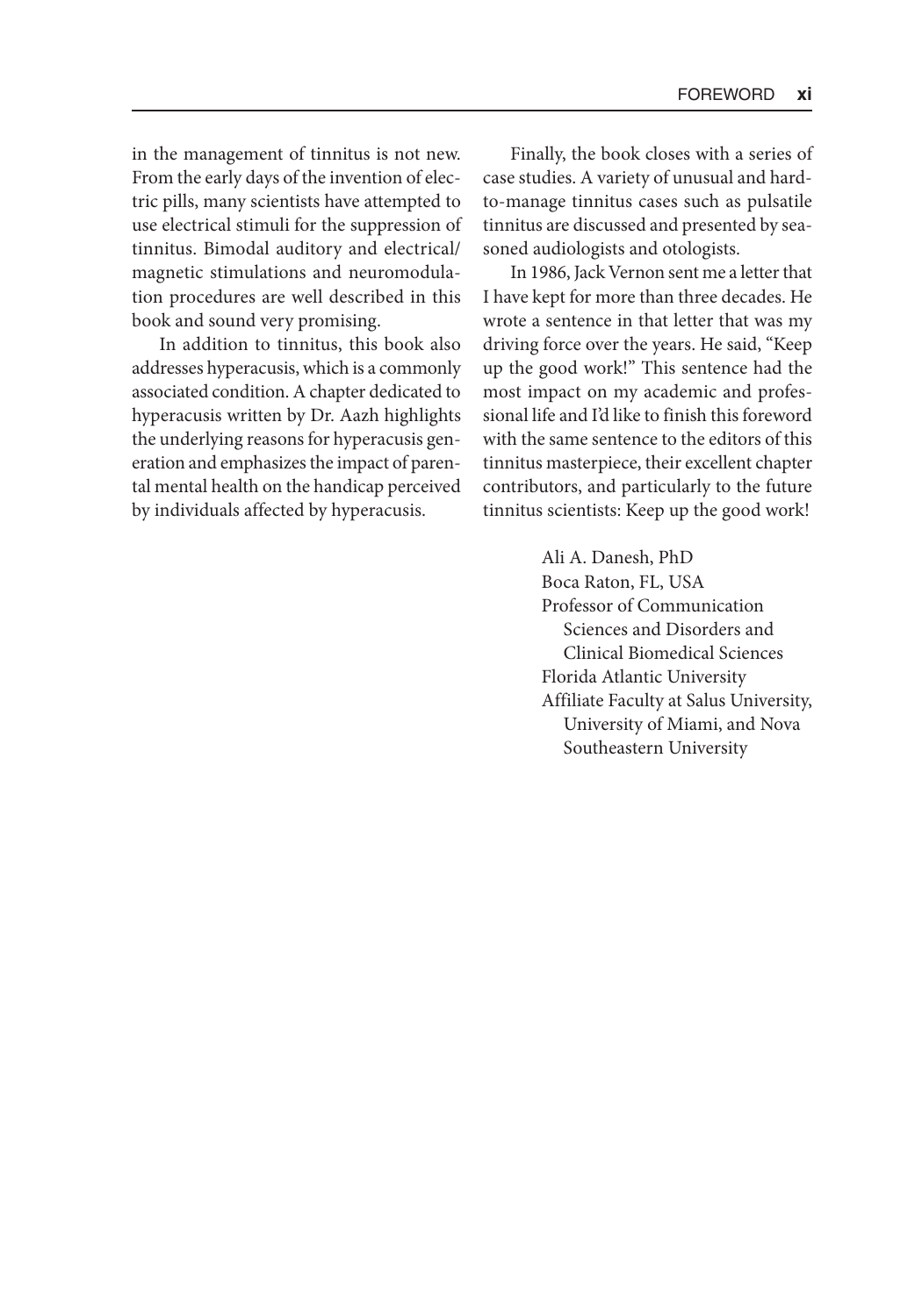in the management of tinnitus is not new. From the early days of the invention of electric pills, many scientists have attempted to use electrical stimuli for the suppression of tinnitus. Bimodal auditory and electrical/magnetic stimulations and neuromodulation procedures are well described in this book and sound very promising.

In addition to tinnitus, this book also addresses hyperacusis, which is a commonly associated condition. A chapter dedicated to hyperacusis written by Dr. Aazh highlights the underlying reasons for hyperacusis generation and emphasizes the impact of parental mental health on the handicap perceived by individuals affected by hyperacusis.

Finally, the book closes with a series of case studies. A variety of unusual and hard-to-manage tinnitus cases such as pulsatile tinnitus are discussed and presented by seasoned audiologists and otologists.

In 1986, Jack Vernon sent me a letter that I have kept for more than three decades. He wrote a sentence in that letter that was my driving force over the years. He said, "Keep up the good work!" This sentence had the most impact on my academic and professional life and I'd like to finish this foreword with the same sentence to the editors of this tinnitus masterpiece, their excellent chapter contributors, and particularly to the future tinnitus scientists: Keep up the good work!

Ali A. Danesh, PhD
Boca Raton, FL, USA
Professor of Communication Sciences and Disorders and Clinical Biomedical Sciences
Florida Atlantic University
Affiliate Faculty at Salus University, University of Miami, and Nova Southeastern University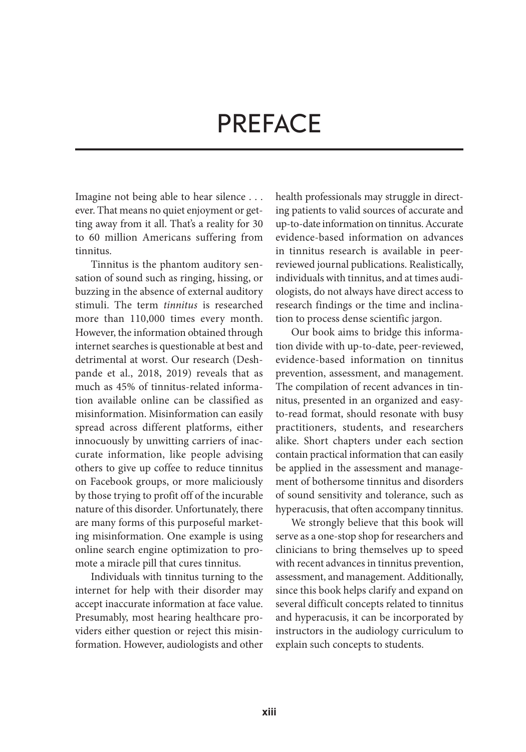# PREFACE

Imagine not being able to hear silence . . . ever. That means no quiet enjoyment or getting away from it all. That's a reality for 30 to 60 million Americans suffering from tinnitus.

Tinnitus is the phantom auditory sensation of sound such as ringing, hissing, or buzzing in the absence of external auditory stimuli. The term *tinnitus* is researched more than 110,000 times every month. However, the information obtained through internet searches is questionable at best and detrimental at worst. Our research (Deshpande et al., 2018, 2019) reveals that as much as 45% of tinnitus-related information available online can be classified as misinformation. Misinformation can easily spread across different platforms, either innocuously by unwitting carriers of inaccurate information, like people advising others to give up coffee to reduce tinnitus on Facebook groups, or more maliciously by those trying to profit off of the incurable nature of this disorder. Unfortunately, there are many forms of this purposeful marketing misinformation. One example is using online search engine optimization to promote a miracle pill that cures tinnitus.

Individuals with tinnitus turning to the internet for help with their disorder may accept inaccurate information at face value. Presumably, most hearing healthcare providers either question or reject this misinformation. However, audiologists and other health professionals may struggle in directing patients to valid sources of accurate and up-to-date information on tinnitus. Accurate evidence-based information on advances in tinnitus research is available in peer-reviewed journal publications. Realistically, individuals with tinnitus, and at times audiologists, do not always have direct access to research findings or the time and inclination to process dense scientific jargon.

Our book aims to bridge this information divide with up-to-date, peer-reviewed, evidence-based information on tinnitus prevention, assessment, and management. The compilation of recent advances in tinnitus, presented in an organized and easy-to-read format, should resonate with busy practitioners, students, and researchers alike. Short chapters under each section contain practical information that can easily be applied in the assessment and management of bothersome tinnitus and disorders of sound sensitivity and tolerance, such as hyperacusis, that often accompany tinnitus.

We strongly believe that this book will serve as a one-stop shop for researchers and clinicians to bring themselves up to speed with recent advances in tinnitus prevention, assessment, and management. Additionally, since this book helps clarify and expand on several difficult concepts related to tinnitus and hyperacusis, it can be incorporated by instructors in the audiology curriculum to explain such concepts to students.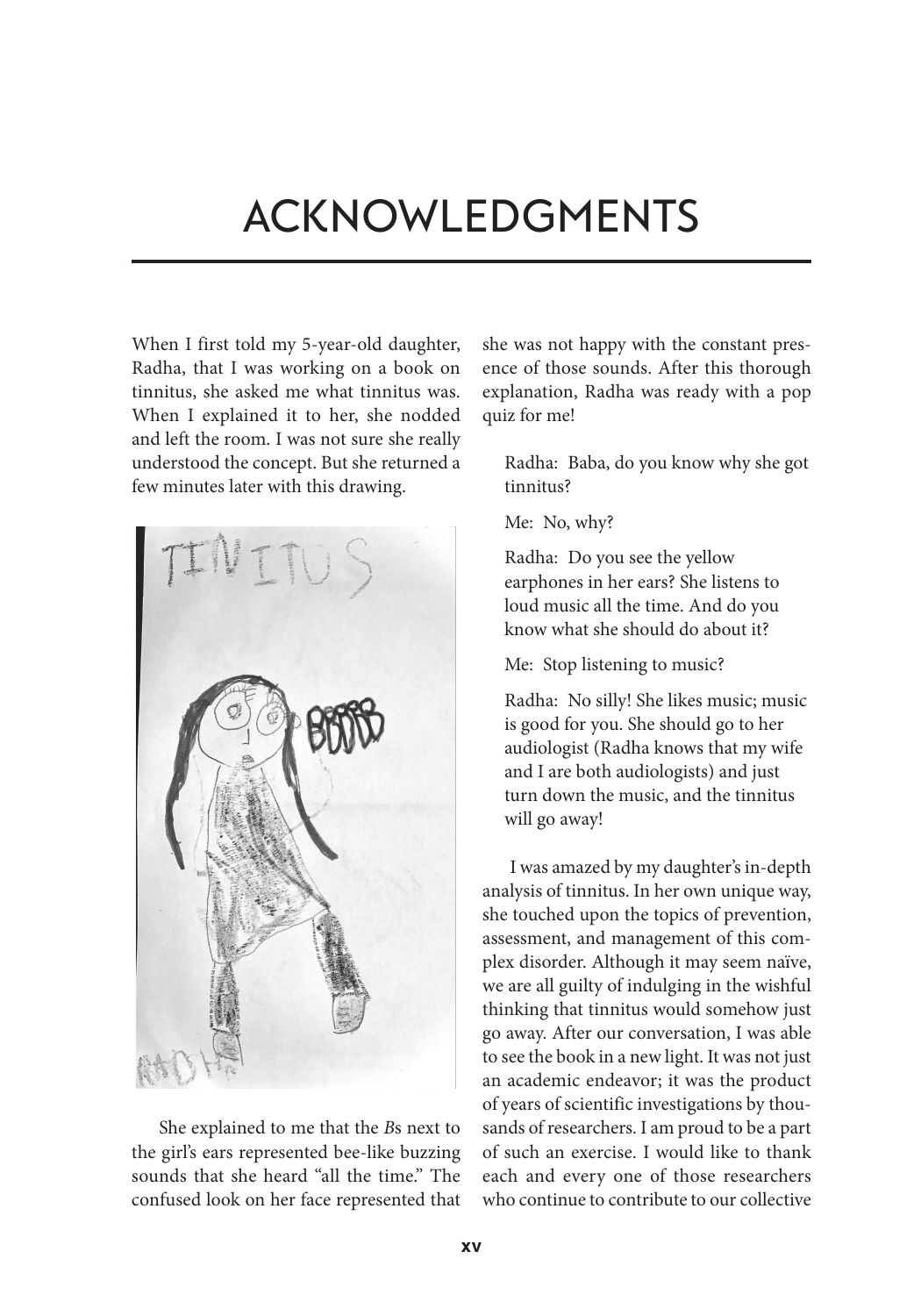# ACKNOWLEDGMENTS

When I first told my 5-year-old daughter, Radha, that I was working on a book on tinnitus, she asked me what tinnitus was. When I explained it to her, she nodded and left the room. I was not sure she really understood the concept. But she returned a few minutes later with this drawing.

She explained to me that the *B*s next to the girl's ears represented bee-like buzzing sounds that she heard "all the time." The confused look on her face represented that she was not happy with the constant presence of those sounds. After this thorough explanation, Radha was ready with a pop quiz for me!

> Radha: Baba, do you know why she got tinnitus?
>
> Me: No, why?
>
> Radha: Do you see the yellow earphones in her ears? She listens to loud music all the time. And do you know what she should do about it?
>
> Me: Stop listening to music?
>
> Radha: No silly! She likes music; music is good for you. She should go to her audiologist (Radha knows that my wife and I are both audiologists) and just turn down the music, and the tinnitus will go away!

I was amazed by my daughter's in-depth analysis of tinnitus. In her own unique way, she touched upon the topics of prevention, assessment, and management of this complex disorder. Although it may seem naïve, we are all guilty of indulging in the wishful thinking that tinnitus would somehow just go away. After our conversation, I was able to see the book in a new light. It was not just an academic endeavor; it was the product of years of scientific investigations by thousands of researchers. I am proud to be a part of such an exercise. I would like to thank each and every one of those researchers who continue to contribute to our collective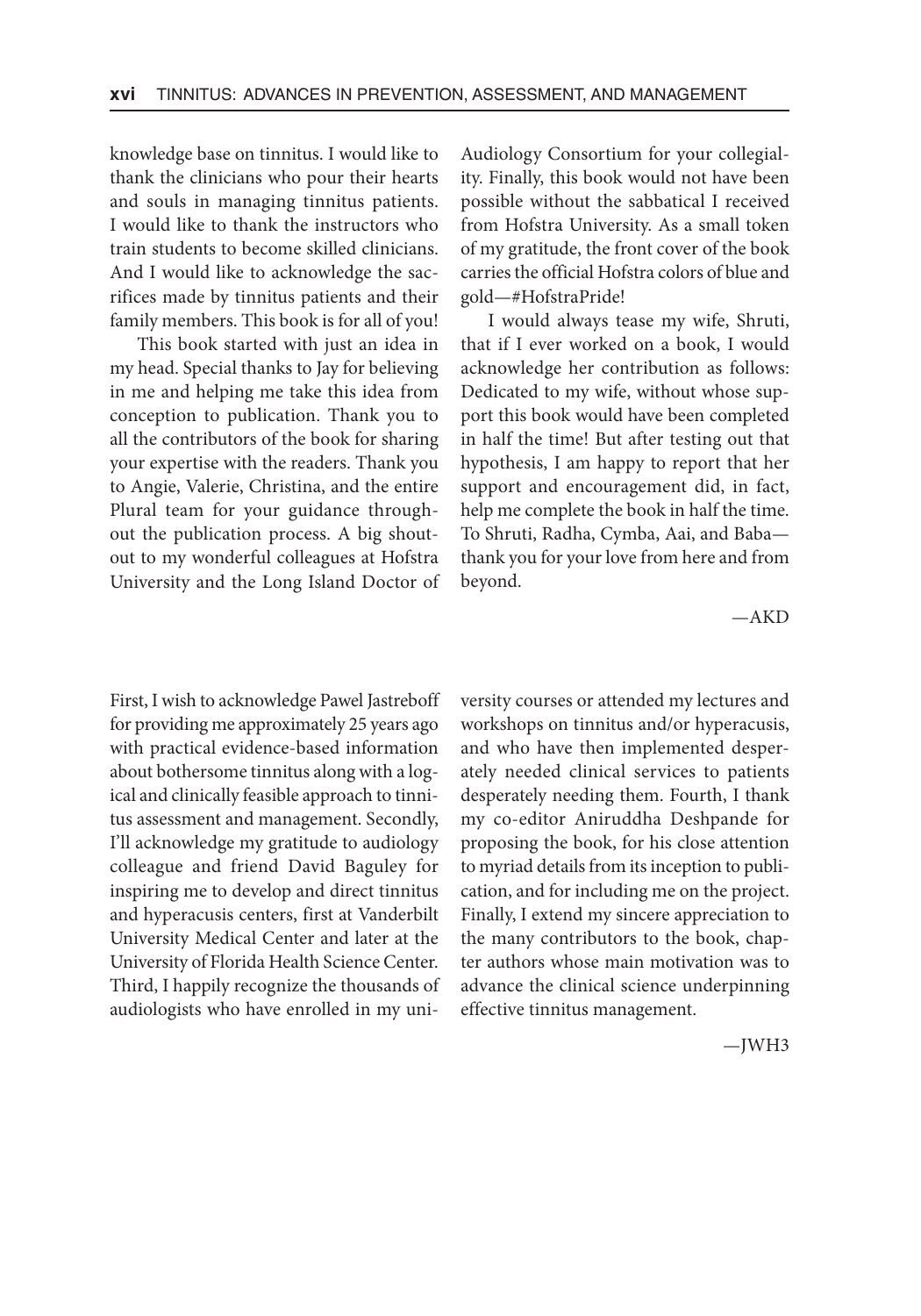knowledge base on tinnitus. I would like to thank the clinicians who pour their hearts and souls in managing tinnitus patients. I would like to thank the instructors who train students to become skilled clinicians. And I would like to acknowledge the sacrifices made by tinnitus patients and their family members. This book is for all of you!

This book started with just an idea in my head. Special thanks to Jay for believing in me and helping me take this idea from conception to publication. Thank you to all the contributors of the book for sharing your expertise with the readers. Thank you to Angie, Valerie, Christina, and the entire Plural team for your guidance throughout the publication process. A big shoutout to my wonderful colleagues at Hofstra University and the Long Island Doctor of Audiology Consortium for your collegiality. Finally, this book would not have been possible without the sabbatical I received from Hofstra University. As a small token of my gratitude, the front cover of the book carries the official Hofstra colors of blue and gold—#HofstraPride!

I would always tease my wife, Shruti, that if I ever worked on a book, I would acknowledge her contribution as follows: Dedicated to my wife, without whose support this book would have been completed in half the time! But after testing out that hypothesis, I am happy to report that her support and encouragement did, in fact, help me complete the book in half the time. To Shruti, Radha, Cymba, Aai, and Baba—thank you for your love from here and from beyond.

—AKD

First, I wish to acknowledge Pawel Jastreboff for providing me approximately 25 years ago with practical evidence-based information about bothersome tinnitus along with a logical and clinically feasible approach to tinnitus assessment and management. Secondly, I'll acknowledge my gratitude to audiology colleague and friend David Baguley for inspiring me to develop and direct tinnitus and hyperacusis centers, first at Vanderbilt University Medical Center and later at the University of Florida Health Science Center. Third, I happily recognize the thousands of audiologists who have enrolled in my university courses or attended my lectures and workshops on tinnitus and/or hyperacusis, and who have then implemented desperately needed clinical services to patients desperately needing them. Fourth, I thank my co-editor Aniruddha Deshpande for proposing the book, for his close attention to myriad details from its inception to publication, and for including me on the project. Finally, I extend my sincere appreciation to the many contributors to the book, chapter authors whose main motivation was to advance the clinical science underpinning effective tinnitus management.

—JWH3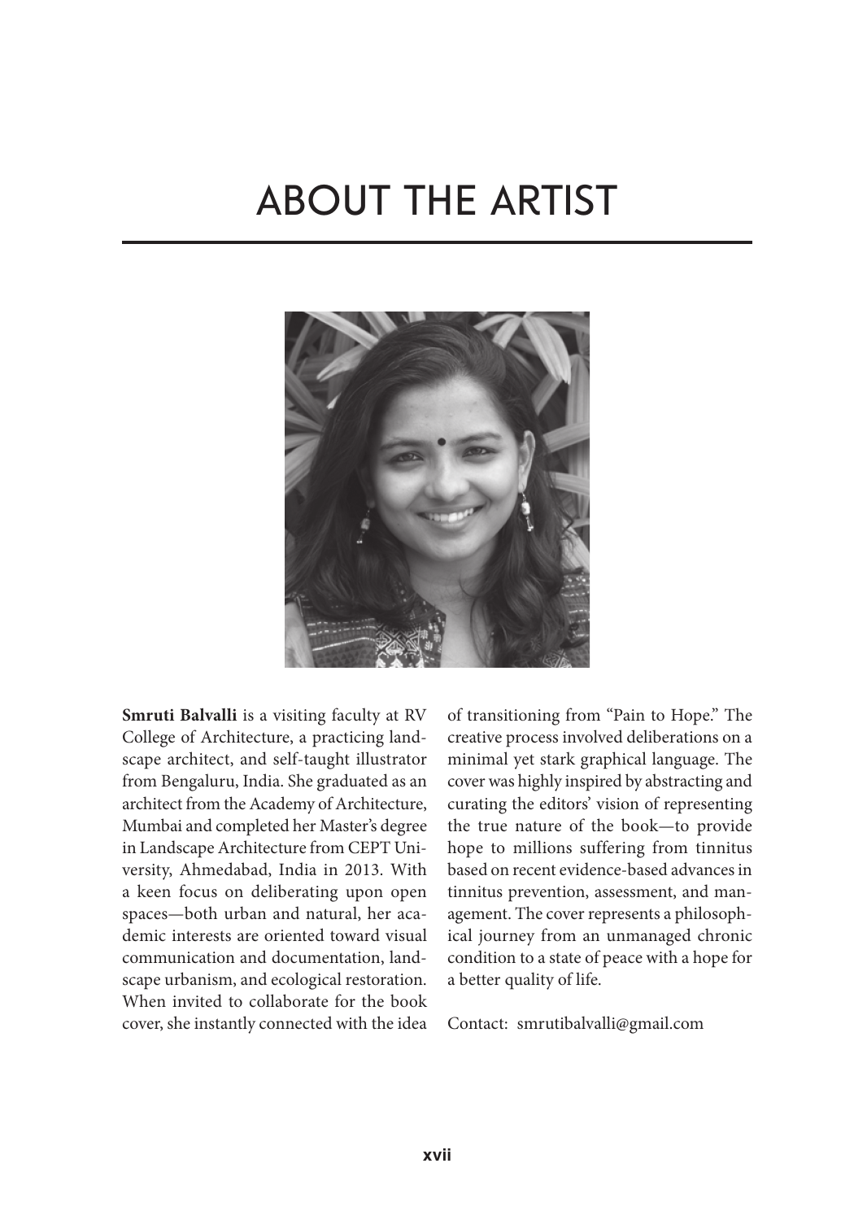# ABOUT THE ARTIST

**Smruti Balvalli** is a visiting faculty at RV College of Architecture, a practicing landscape architect, and self-taught illustrator from Bengaluru, India. She graduated as an architect from the Academy of Architecture, Mumbai and completed her Master's degree in Landscape Architecture from CEPT University, Ahmedabad, India in 2013. With a keen focus on deliberating upon open spaces—both urban and natural, her academic interests are oriented toward visual communication and documentation, landscape urbanism, and ecological restoration. When invited to collaborate for the book cover, she instantly connected with the idea of transitioning from "Pain to Hope." The creative process involved deliberations on a minimal yet stark graphical language. The cover was highly inspired by abstracting and curating the editors' vision of representing the true nature of the book—to provide hope to millions suffering from tinnitus based on recent evidence-based advances in tinnitus prevention, assessment, and management. The cover represents a philosophical journey from an unmanaged chronic condition to a state of peace with a hope for a better quality of life.

Contact: smrutibalvalli@gmail.com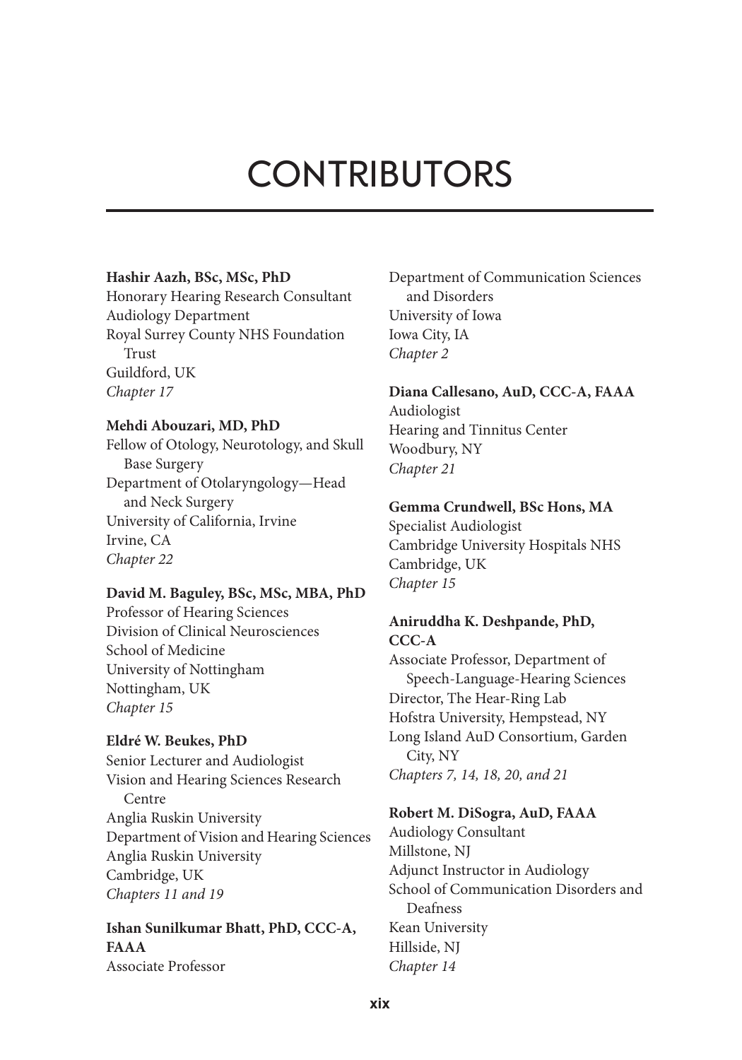# CONTRIBUTORS

**Hashir Aazh, BSc, MSc, PhD**
Honorary Hearing Research Consultant
Audiology Department
Royal Surrey County NHS Foundation Trust
Guildford, UK
*Chapter 17*

**Mehdi Abouzari, MD, PhD**
Fellow of Otology, Neurotology, and Skull Base Surgery
Department of Otolaryngology—Head and Neck Surgery
University of California, Irvine
Irvine, CA
*Chapter 22*

**David M. Baguley, BSc, MSc, MBA, PhD**
Professor of Hearing Sciences
Division of Clinical Neurosciences
School of Medicine
University of Nottingham
Nottingham, UK
*Chapter 15*

**Eldré W. Beukes, PhD**
Senior Lecturer and Audiologist
Vision and Hearing Sciences Research Centre
Anglia Ruskin University
Department of Vision and Hearing Sciences
Anglia Ruskin University
Cambridge, UK
*Chapters 11 and 19*

**Ishan Sunilkumar Bhatt, PhD, CCC-A, FAAA**
Associate Professor
Department of Communication Sciences and Disorders
University of Iowa
Iowa City, IA
*Chapter 2*

**Diana Callesano, AuD, CCC-A, FAAA**
Audiologist
Hearing and Tinnitus Center
Woodbury, NY
*Chapter 21*

**Gemma Crundwell, BSc Hons, MA**
Specialist Audiologist
Cambridge University Hospitals NHS
Cambridge, UK
*Chapter 15*

**Aniruddha K. Deshpande, PhD, CCC-A**
Associate Professor, Department of Speech-Language-Hearing Sciences
Director, The Hear-Ring Lab
Hofstra University, Hempstead, NY
Long Island AuD Consortium, Garden City, NY
*Chapters 7, 14, 18, 20, and 21*

**Robert M. DiSogra, AuD, FAAA**
Audiology Consultant
Millstone, NJ
Adjunct Instructor in Audiology
School of Communication Disorders and Deafness
Kean University
Hillside, NJ
*Chapter 14*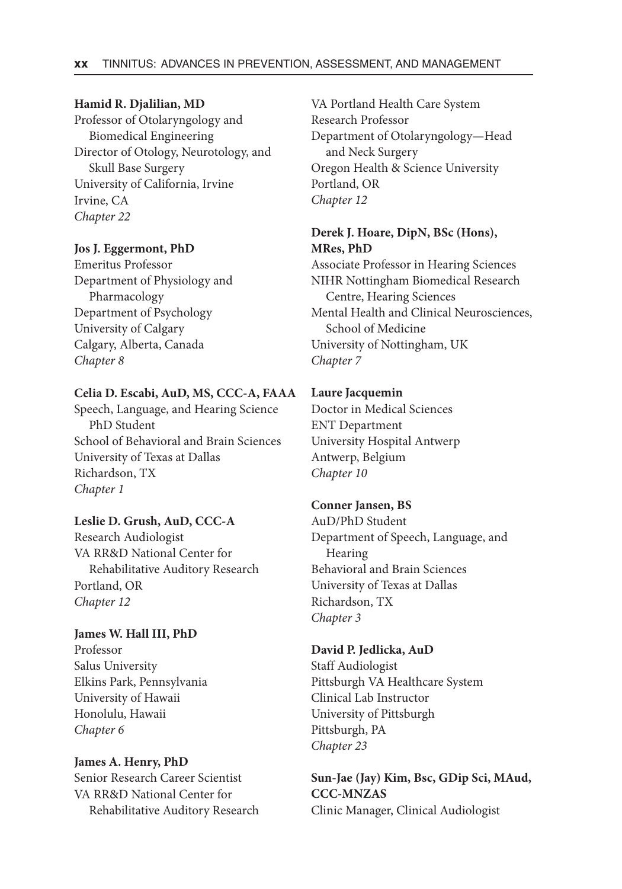**Hamid R. Djalilian, MD**
Professor of Otolaryngology and Biomedical Engineering
Director of Otology, Neurotology, and Skull Base Surgery
University of California, Irvine
Irvine, CA
*Chapter 22*

**Jos J. Eggermont, PhD**
Emeritus Professor
Department of Physiology and Pharmacology
Department of Psychology
University of Calgary
Calgary, Alberta, Canada
*Chapter 8*

**Celia D. Escabi, AuD, MS, CCC-A, FAAA**
Speech, Language, and Hearing Science PhD Student
School of Behavioral and Brain Sciences
University of Texas at Dallas
Richardson, TX
*Chapter 1*

**Leslie D. Grush, AuD, CCC-A**
Research Audiologist
VA RR&D National Center for Rehabilitative Auditory Research
Portland, OR
*Chapter 12*

**James W. Hall III, PhD**
Professor
Salus University
Elkins Park, Pennsylvania
University of Hawaii
Honolulu, Hawaii
*Chapter 6*

**James A. Henry, PhD**
Senior Research Career Scientist
VA RR&D National Center for Rehabilitative Auditory Research
VA Portland Health Care System
Research Professor
Department of Otolaryngology—Head and Neck Surgery
Oregon Health & Science University
Portland, OR
*Chapter 12*

**Derek J. Hoare, DipN, BSc (Hons), MRes, PhD**
Associate Professor in Hearing Sciences
NIHR Nottingham Biomedical Research Centre, Hearing Sciences
Mental Health and Clinical Neurosciences, School of Medicine
University of Nottingham, UK
*Chapter 7*

**Laure Jacquemin**
Doctor in Medical Sciences
ENT Department
University Hospital Antwerp
Antwerp, Belgium
*Chapter 10*

**Conner Jansen, BS**
AuD/PhD Student
Department of Speech, Language, and Hearing
Behavioral and Brain Sciences
University of Texas at Dallas
Richardson, TX
*Chapter 3*

**David P. Jedlicka, AuD**
Staff Audiologist
Pittsburgh VA Healthcare System
Clinical Lab Instructor
University of Pittsburgh
Pittsburgh, PA
*Chapter 23*

**Sun-Jae (Jay) Kim, Bsc, GDip Sci, MAud, CCC-MNZAS**
Clinic Manager, Clinical Audiologist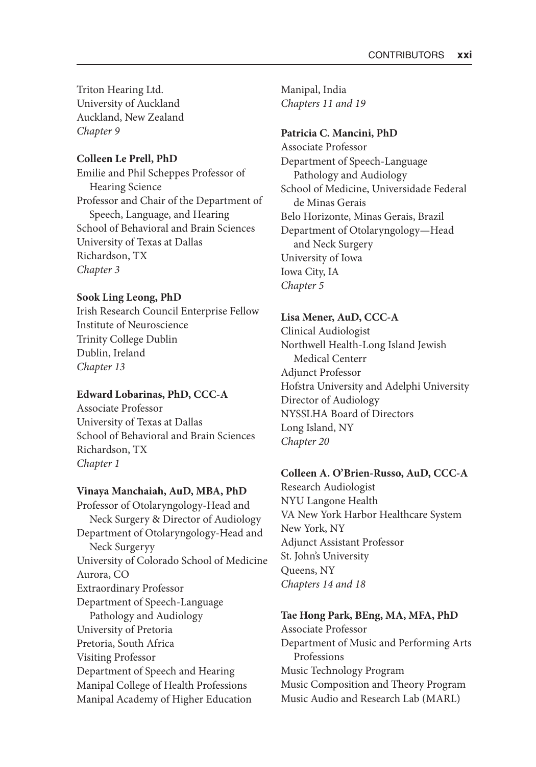Triton Hearing Ltd.
University of Auckland
Auckland, New Zealand
*Chapter 9*

**Colleen Le Prell, PhD**
Emilie and Phil Scheppes Professor of Hearing Science
Professor and Chair of the Department of Speech, Language, and Hearing
School of Behavioral and Brain Sciences
University of Texas at Dallas
Richardson, TX
*Chapter 3*

**Sook Ling Leong, PhD**
Irish Research Council Enterprise Fellow
Institute of Neuroscience
Trinity College Dublin
Dublin, Ireland
*Chapter 13*

**Edward Lobarinas, PhD, CCC-A**
Associate Professor
University of Texas at Dallas
School of Behavioral and Brain Sciences
Richardson, TX
*Chapter 1*

**Vinaya Manchaiah, AuD, MBA, PhD**
Professor of Otolaryngology-Head and Neck Surgery & Director of Audiology
Department of Otolaryngology-Head and Neck Surgeryy
University of Colorado School of Medicine
Aurora, CO
Extraordinary Professor
Department of Speech-Language Pathology and Audiology
University of Pretoria
Pretoria, South Africa
Visiting Professor
Department of Speech and Hearing
Manipal College of Health Professions
Manipal Academy of Higher Education
Manipal, India
*Chapters 11 and 19*

**Patricia C. Mancini, PhD**
Associate Professor
Department of Speech-Language Pathology and Audiology
School of Medicine, Universidade Federal de Minas Gerais
Belo Horizonte, Minas Gerais, Brazil
Department of Otolaryngology—Head and Neck Surgery
University of Iowa
Iowa City, IA
*Chapter 5*

**Lisa Mener, AuD, CCC-A**
Clinical Audiologist
Northwell Health-Long Island Jewish Medical Centerr
Adjunct Professor
Hofstra University and Adelphi University
Director of Audiology
NYSSLHA Board of Directors
Long Island, NY
*Chapter 20*

**Colleen A. O'Brien-Russo, AuD, CCC-A**
Research Audiologist
NYU Langone Health
VA New York Harbor Healthcare System
New York, NY
Adjunct Assistant Professor
St. John's University
Queens, NY
*Chapters 14 and 18*

**Tae Hong Park, BEng, MA, MFA, PhD**
Associate Professor
Department of Music and Performing Arts Professions
Music Technology Program
Music Composition and Theory Program
Music Audio and Research Lab (MARL)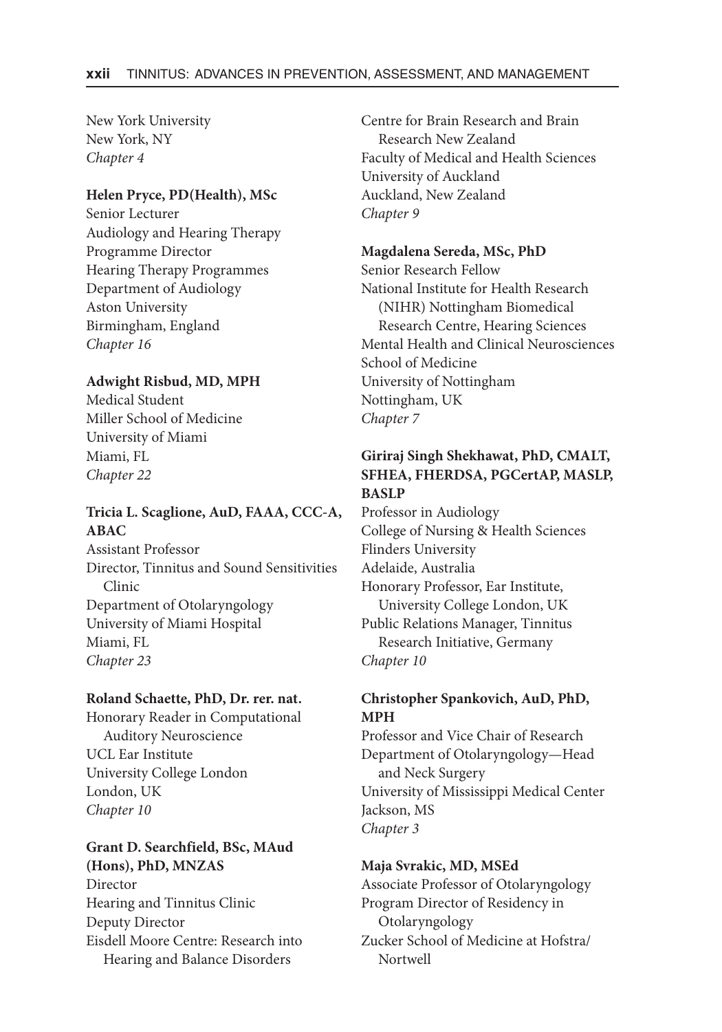New York University
New York, NY
*Chapter 4*

**Helen Pryce, PD(Health), MSc**
Senior Lecturer
Audiology and Hearing Therapy
Programme Director
Hearing Therapy Programmes
Department of Audiology
Aston University
Birmingham, England
*Chapter 16*

**Adwight Risbud, MD, MPH**
Medical Student
Miller School of Medicine
University of Miami
Miami, FL
*Chapter 22*

**Tricia L. Scaglione, AuD, FAAA, CCC-A, ABAC**
Assistant Professor
Director, Tinnitus and Sound Sensitivities Clinic
Department of Otolaryngology
University of Miami Hospital
Miami, FL
*Chapter 23*

**Roland Schaette, PhD, Dr. rer. nat.**
Honorary Reader in Computational Auditory Neuroscience
UCL Ear Institute
University College London
London, UK
*Chapter 10*

**Grant D. Searchfield, BSc, MAud (Hons), PhD, MNZAS**
Director
Hearing and Tinnitus Clinic
Deputy Director
Eisdell Moore Centre: Research into Hearing and Balance Disorders
Centre for Brain Research and Brain Research New Zealand
Faculty of Medical and Health Sciences
University of Auckland
Auckland, New Zealand
*Chapter 9*

**Magdalena Sereda, MSc, PhD**
Senior Research Fellow
National Institute for Health Research (NIHR) Nottingham Biomedical Research Centre, Hearing Sciences
Mental Health and Clinical Neurosciences
School of Medicine
University of Nottingham
Nottingham, UK
*Chapter 7*

**Giriraj Singh Shekhawat, PhD, CMALT, SFHEA, FHERDSA, PGCertAP, MASLP, BASLP**
Professor in Audiology
College of Nursing & Health Sciences
Flinders University
Adelaide, Australia
Honorary Professor, Ear Institute, University College London, UK
Public Relations Manager, Tinnitus Research Initiative, Germany
*Chapter 10*

**Christopher Spankovich, AuD, PhD, MPH**
Professor and Vice Chair of Research
Department of Otolaryngology—Head and Neck Surgery
University of Mississippi Medical Center
Jackson, MS
*Chapter 3*

**Maja Svrakic, MD, MSEd**
Associate Professor of Otolaryngology
Program Director of Residency in Otolaryngology
Zucker School of Medicine at Hofstra/Northwell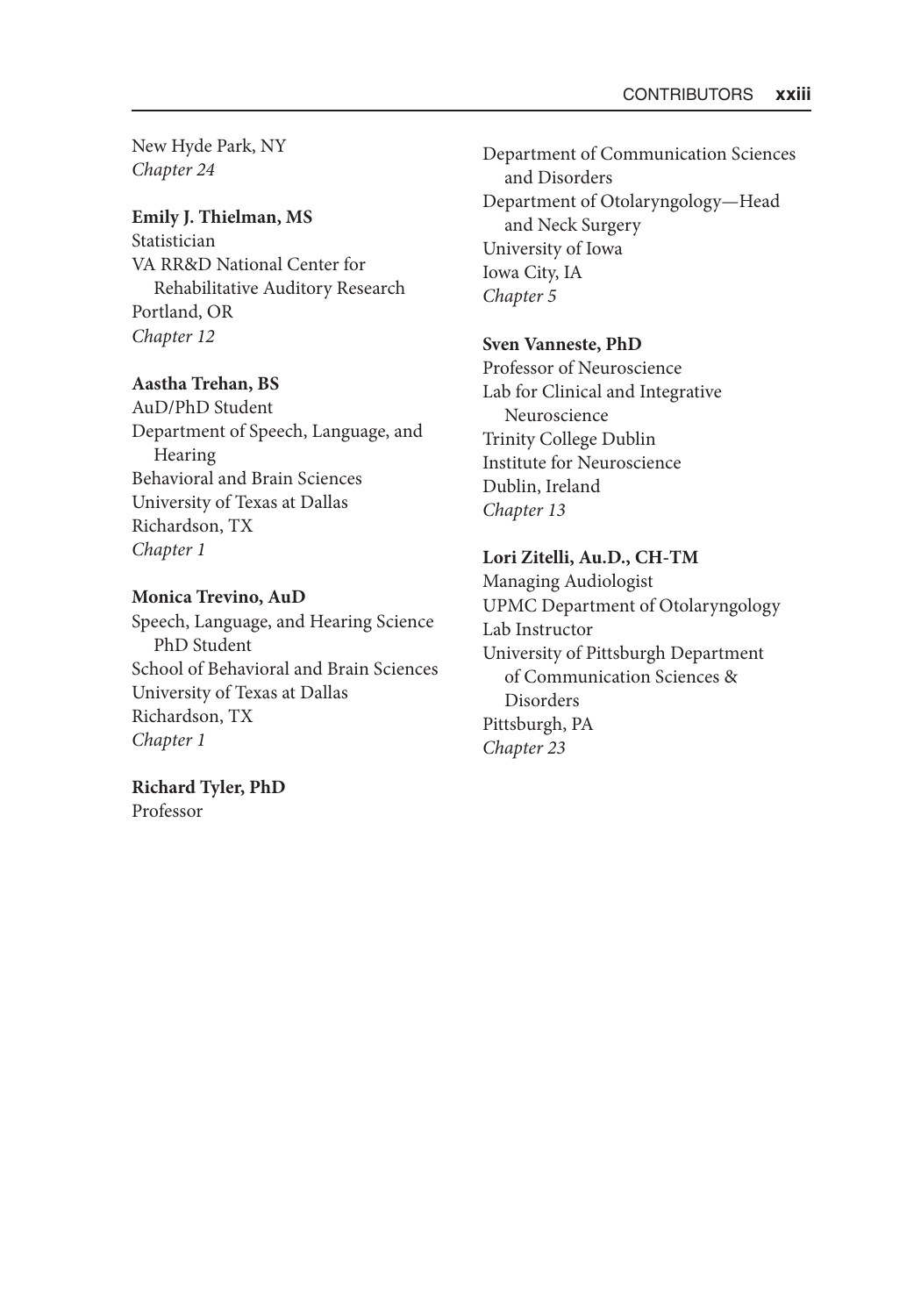New Hyde Park, NY
*Chapter 24*

**Emily J. Thielman, MS**
Statistician
VA RR&D National Center for Rehabilitative Auditory Research
Portland, OR
*Chapter 12*

**Aastha Trehan, BS**
AuD/PhD Student
Department of Speech, Language, and Hearing
Behavioral and Brain Sciences
University of Texas at Dallas
Richardson, TX
*Chapter 1*

**Monica Trevino, AuD**
Speech, Language, and Hearing Science PhD Student
School of Behavioral and Brain Sciences
University of Texas at Dallas
Richardson, TX
*Chapter 1*

**Richard Tyler, PhD**
Professor
Department of Communication Sciences and Disorders
Department of Otolaryngology—Head and Neck Surgery
University of Iowa
Iowa City, IA
*Chapter 5*

**Sven Vanneste, PhD**
Professor of Neuroscience
Lab for Clinical and Integrative Neuroscience
Trinity College Dublin
Institute for Neuroscience
Dublin, Ireland
*Chapter 13*

**Lori Zitelli, Au.D., CH-TM**
Managing Audiologist
UPMC Department of Otolaryngology
Lab Instructor
University of Pittsburgh Department of Communication Sciences & Disorders
Pittsburgh, PA
*Chapter 23*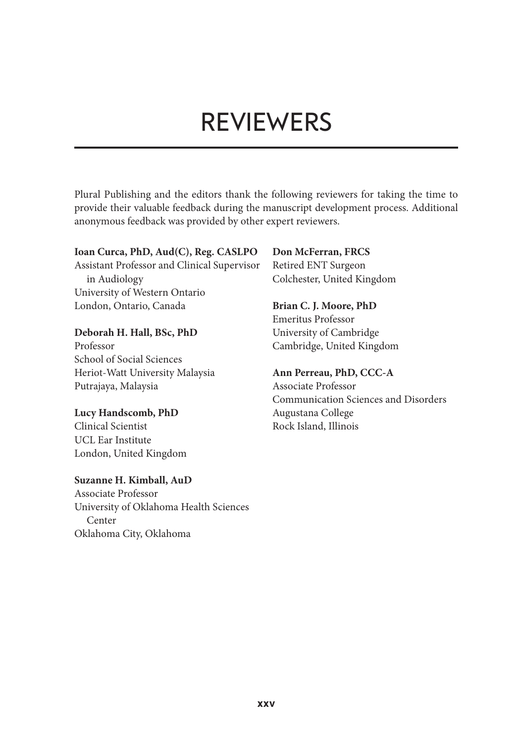# REVIEWERS

Plural Publishing and the editors thank the following reviewers for taking the time to provide their valuable feedback during the manuscript development process. Additional anonymous feedback was provided by other expert reviewers.

**Ioan Curca, PhD, Aud(C), Reg. CASLPO**
Assistant Professor and Clinical Supervisor in Audiology
University of Western Ontario
London, Ontario, Canada

**Deborah H. Hall, BSc, PhD**
Professor
School of Social Sciences
Heriot-Watt University Malaysia
Putrajaya, Malaysia

**Lucy Handscomb, PhD**
Clinical Scientist
UCL Ear Institute
London, United Kingdom

**Suzanne H. Kimball, AuD**
Associate Professor
University of Oklahoma Health Sciences Center
Oklahoma City, Oklahoma

**Don McFerran, FRCS**
Retired ENT Surgeon
Colchester, United Kingdom

**Brian C. J. Moore, PhD**
Emeritus Professor
University of Cambridge
Cambridge, United Kingdom

**Ann Perreau, PhD, CCC-A**
Associate Professor
Communication Sciences and Disorders
Augustana College
Rock Island, Illinois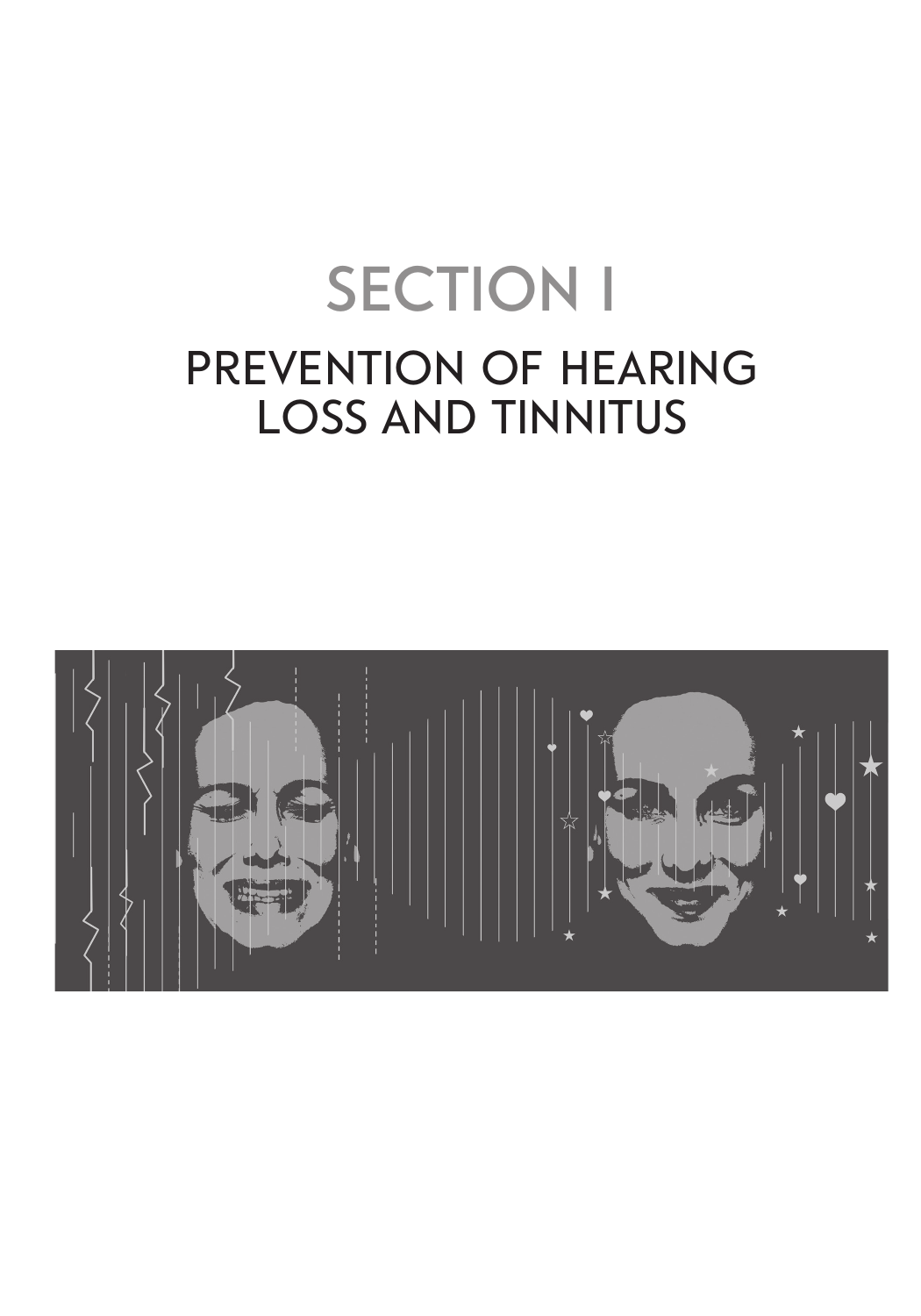# SECTION I

## PREVENTION OF HEARING LOSS AND TINNITUS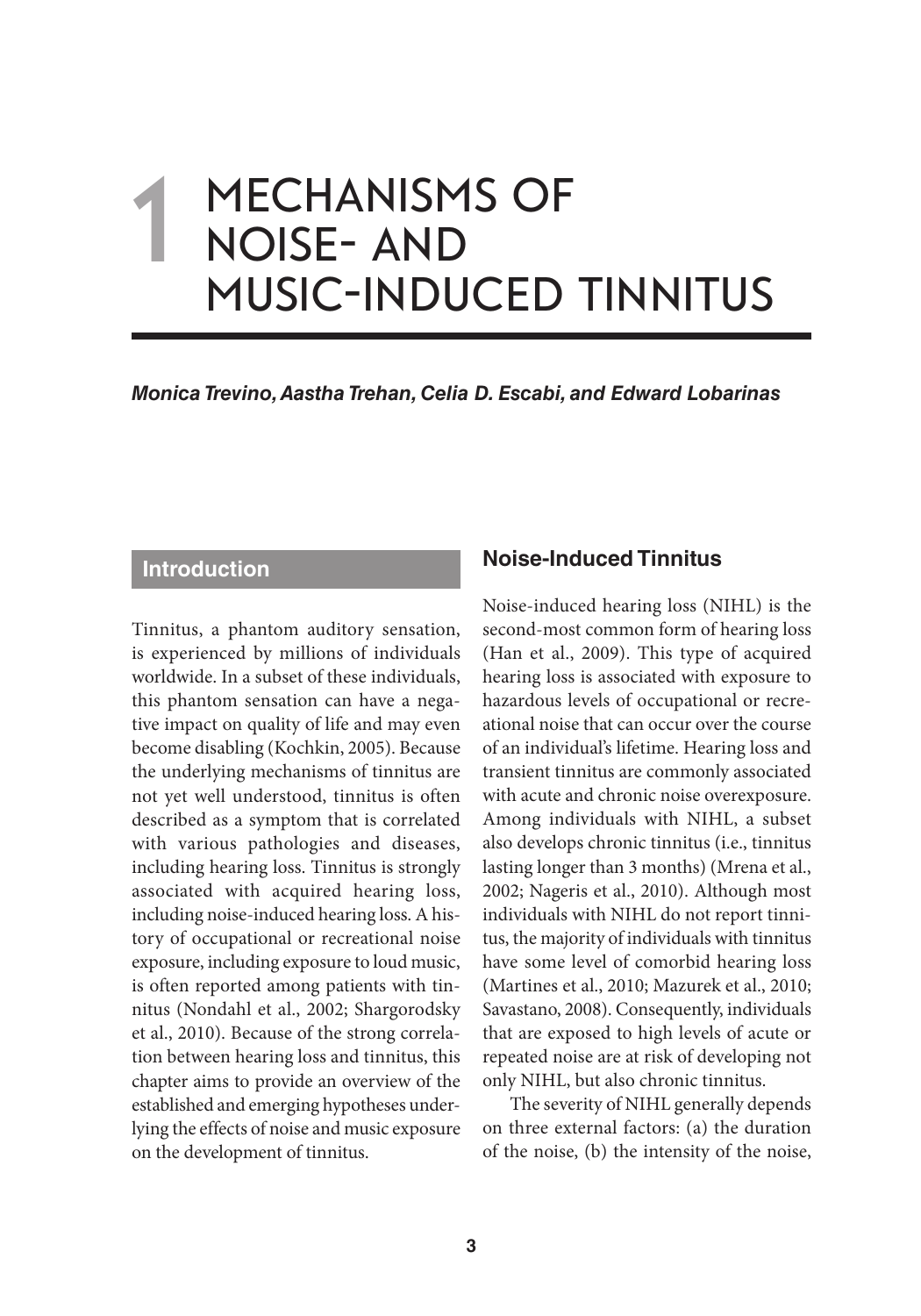# 1 MECHANISMS OF NOISE- AND MUSIC-INDUCED TINNITUS

***Monica Trevino, Aastha Trehan, Celia D. Escabi, and Edward Lobarinas***

## Introduction

Tinnitus, a phantom auditory sensation, is experienced by millions of individuals worldwide. In a subset of these individuals, this phantom sensation can have a negative impact on quality of life and may even become disabling (Kochkin, 2005). Because the underlying mechanisms of tinnitus are not yet well understood, tinnitus is often described as a symptom that is correlated with various pathologies and diseases, including hearing loss. Tinnitus is strongly associated with acquired hearing loss, including noise-induced hearing loss. A history of occupational or recreational noise exposure, including exposure to loud music, is often reported among patients with tinnitus (Nondahl et al., 2002; Shargorodsky et al., 2010). Because of the strong correlation between hearing loss and tinnitus, this chapter aims to provide an overview of the established and emerging hypotheses underlying the effects of noise and music exposure on the development of tinnitus.

## Noise-Induced Tinnitus

Noise-induced hearing loss (NIHL) is the second-most common form of hearing loss (Han et al., 2009). This type of acquired hearing loss is associated with exposure to hazardous levels of occupational or recreational noise that can occur over the course of an individual's lifetime. Hearing loss and transient tinnitus are commonly associated with acute and chronic noise overexposure. Among individuals with NIHL, a subset also develops chronic tinnitus (i.e., tinnitus lasting longer than 3 months) (Mrena et al., 2002; Nageris et al., 2010). Although most individuals with NIHL do not report tinnitus, the majority of individuals with tinnitus have some level of comorbid hearing loss (Martines et al., 2010; Mazurek et al., 2010; Savastano, 2008). Consequently, individuals that are exposed to high levels of acute or repeated noise are at risk of developing not only NIHL, but also chronic tinnitus.

The severity of NIHL generally depends on three external factors: (a) the duration of the noise, (b) the intensity of the noise,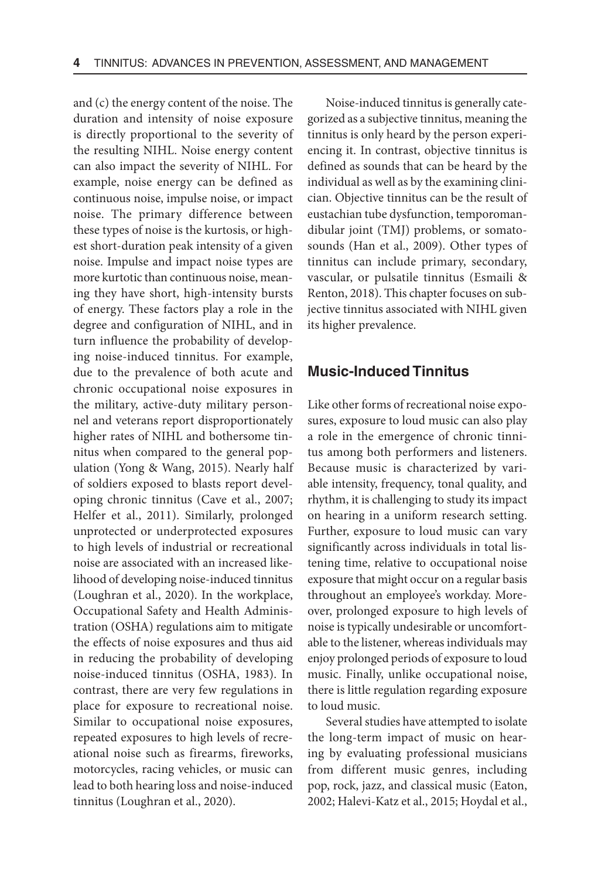and (c) the energy content of the noise. The duration and intensity of noise exposure is directly proportional to the severity of the resulting NIHL. Noise energy content can also impact the severity of NIHL. For example, noise energy can be defined as continuous noise, impulse noise, or impact noise. The primary difference between these types of noise is the kurtosis, or highest short-duration peak intensity of a given noise. Impulse and impact noise types are more kurtotic than continuous noise, meaning they have short, high-intensity bursts of energy. These factors play a role in the degree and configuration of NIHL, and in turn influence the probability of developing noise-induced tinnitus. For example, due to the prevalence of both acute and chronic occupational noise exposures in the military, active-duty military personnel and veterans report disproportionately higher rates of NIHL and bothersome tinnitus when compared to the general population (Yong & Wang, 2015). Nearly half of soldiers exposed to blasts report developing chronic tinnitus (Cave et al., 2007; Helfer et al., 2011). Similarly, prolonged unprotected or underprotected exposures to high levels of industrial or recreational noise are associated with an increased likelihood of developing noise-induced tinnitus (Loughran et al., 2020). In the workplace, Occupational Safety and Health Administration (OSHA) regulations aim to mitigate the effects of noise exposures and thus aid in reducing the probability of developing noise-induced tinnitus (OSHA, 1983). In contrast, there are very few regulations in place for exposure to recreational noise. Similar to occupational noise exposures, repeated exposures to high levels of recreational noise such as firearms, fireworks, motorcycles, racing vehicles, or music can lead to both hearing loss and noise-induced tinnitus (Loughran et al., 2020).

Noise-induced tinnitus is generally categorized as a subjective tinnitus, meaning the tinnitus is only heard by the person experiencing it. In contrast, objective tinnitus is defined as sounds that can be heard by the individual as well as by the examining clinician. Objective tinnitus can be the result of eustachian tube dysfunction, temporomandibular joint (TMJ) problems, or somatosounds (Han et al., 2009). Other types of tinnitus can include primary, secondary, vascular, or pulsatile tinnitus (Esmaili & Renton, 2018). This chapter focuses on subjective tinnitus associated with NIHL given its higher prevalence.

## Music-Induced Tinnitus

Like other forms of recreational noise exposures, exposure to loud music can also play a role in the emergence of chronic tinnitus among both performers and listeners. Because music is characterized by variable intensity, frequency, tonal quality, and rhythm, it is challenging to study its impact on hearing in a uniform research setting. Further, exposure to loud music can vary significantly across individuals in total listening time, relative to occupational noise exposure that might occur on a regular basis throughout an employee's workday. Moreover, prolonged exposure to high levels of noise is typically undesirable or uncomfortable to the listener, whereas individuals may enjoy prolonged periods of exposure to loud music. Finally, unlike occupational noise, there is little regulation regarding exposure to loud music.

Several studies have attempted to isolate the long-term impact of music on hearing by evaluating professional musicians from different music genres, including pop, rock, jazz, and classical music (Eaton, 2002; Halevi-Katz et al., 2015; Hoydal et al.,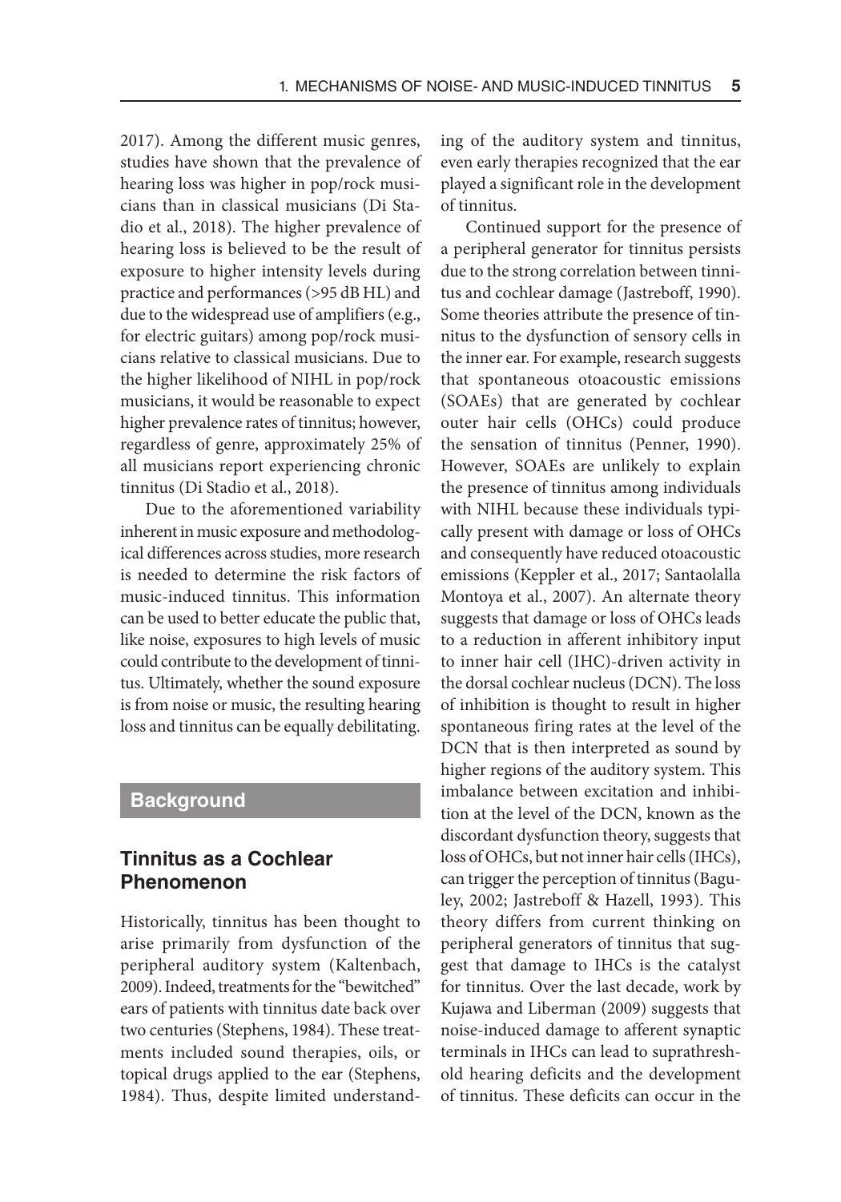2017). Among the different music genres, studies have shown that the prevalence of hearing loss was higher in pop/rock musicians than in classical musicians (Di Stadio et al., 2018). The higher prevalence of hearing loss is believed to be the result of exposure to higher intensity levels during practice and performances (>95 dB HL) and due to the widespread use of amplifiers (e.g., for electric guitars) among pop/rock musicians relative to classical musicians. Due to the higher likelihood of NIHL in pop/rock musicians, it would be reasonable to expect higher prevalence rates of tinnitus; however, regardless of genre, approximately 25% of all musicians report experiencing chronic tinnitus (Di Stadio et al., 2018).

Due to the aforementioned variability inherent in music exposure and methodological differences across studies, more research is needed to determine the risk factors of music-induced tinnitus. This information can be used to better educate the public that, like noise, exposures to high levels of music could contribute to the development of tinnitus. Ultimately, whether the sound exposure is from noise or music, the resulting hearing loss and tinnitus can be equally debilitating.

## Background

### Tinnitus as a Cochlear Phenomenon

Historically, tinnitus has been thought to arise primarily from dysfunction of the peripheral auditory system (Kaltenbach, 2009). Indeed, treatments for the "bewitched" ears of patients with tinnitus date back over two centuries (Stephens, 1984). These treatments included sound therapies, oils, or topical drugs applied to the ear (Stephens, 1984). Thus, despite limited understanding of the auditory system and tinnitus, even early therapies recognized that the ear played a significant role in the development of tinnitus.

Continued support for the presence of a peripheral generator for tinnitus persists due to the strong correlation between tinnitus and cochlear damage (Jastreboff, 1990). Some theories attribute the presence of tinnitus to the dysfunction of sensory cells in the inner ear. For example, research suggests that spontaneous otoacoustic emissions (SOAEs) that are generated by cochlear outer hair cells (OHCs) could produce the sensation of tinnitus (Penner, 1990). However, SOAEs are unlikely to explain the presence of tinnitus among individuals with NIHL because these individuals typically present with damage or loss of OHCs and consequently have reduced otoacoustic emissions (Keppler et al., 2017; Santaolalla Montoya et al., 2007). An alternate theory suggests that damage or loss of OHCs leads to a reduction in afferent inhibitory input to inner hair cell (IHC)-driven activity in the dorsal cochlear nucleus (DCN). The loss of inhibition is thought to result in higher spontaneous firing rates at the level of the DCN that is then interpreted as sound by higher regions of the auditory system. This imbalance between excitation and inhibition at the level of the DCN, known as the discordant dysfunction theory, suggests that loss of OHCs, but not inner hair cells (IHCs), can trigger the perception of tinnitus (Baguley, 2002; Jastreboff & Hazell, 1993). This theory differs from current thinking on peripheral generators of tinnitus that suggest that damage to IHCs is the catalyst for tinnitus. Over the last decade, work by Kujawa and Liberman (2009) suggests that noise-induced damage to afferent synaptic terminals in IHCs can lead to suprathreshold hearing deficits and the development of tinnitus. These deficits can occur in the